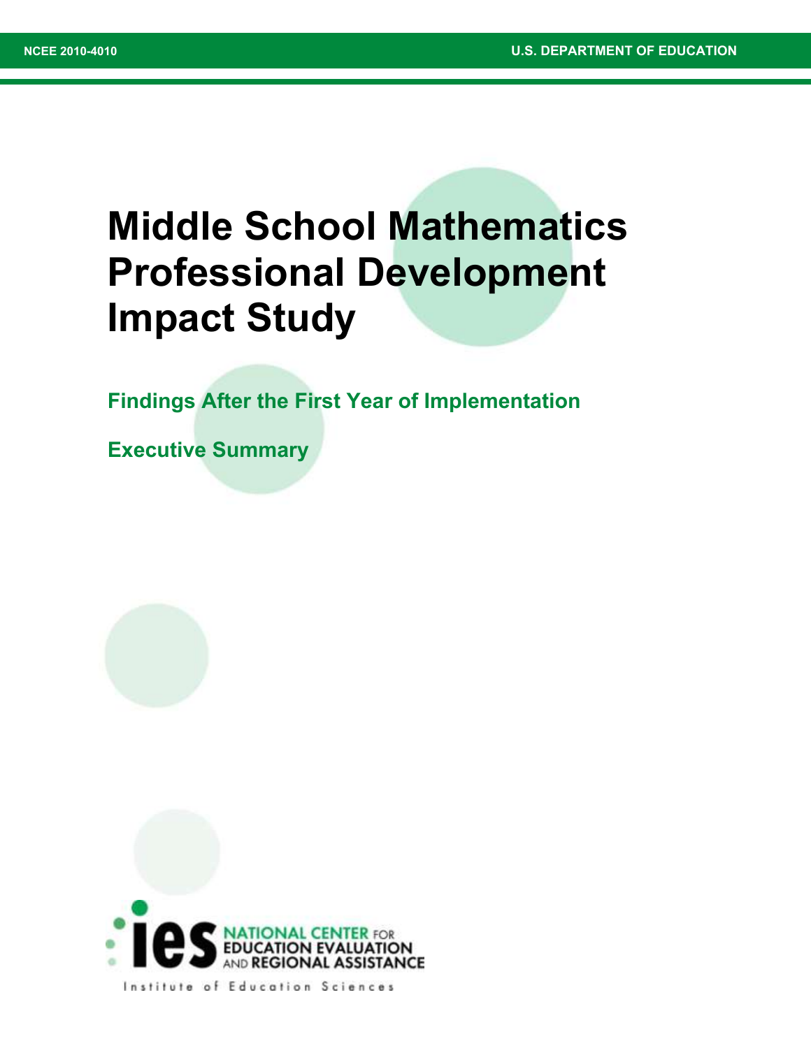NCEE 2010-4010

U.S. DEPARTMENT OF EDUCATION

# Middle School Mathematics Professional Development Impact Study

## Findings After the First Year of Implementation

## Executive Summary

NATIONAL CENTER FOR EDUCATION EVALUATION AND REGIONAL ASSISTANCE

Institute of Education Sciences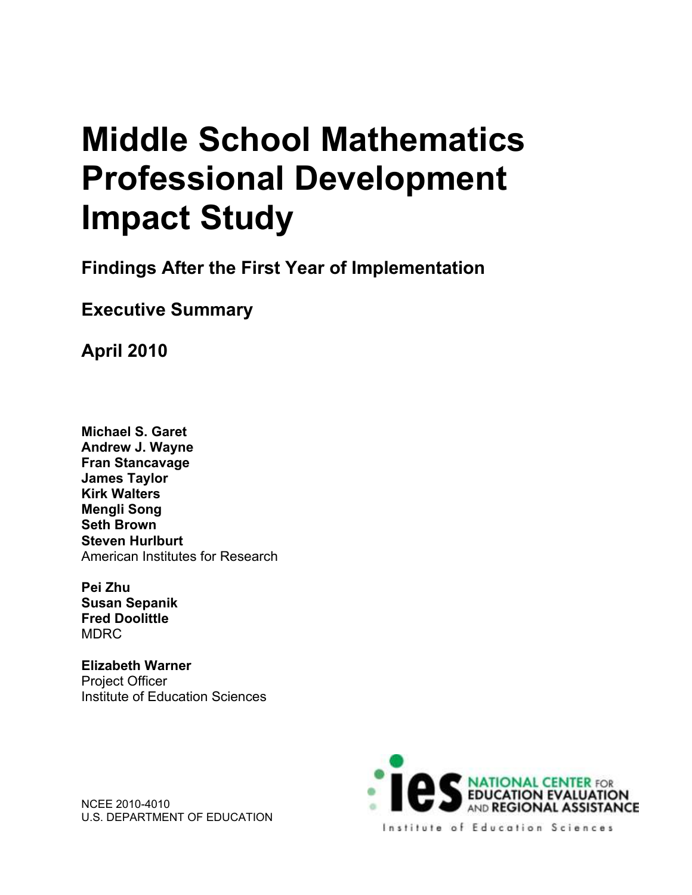# Middle School Mathematics Professional Development Impact Study

## Findings After the First Year of Implementation

## Executive Summary

## April 2010

**Michael S. Garet**
**Andrew J. Wayne**
**Fran Stancavage**
**James Taylor**
**Kirk Walters**
**Mengli Song**
**Seth Brown**
**Steven Hurlburt**
American Institutes for Research

**Pei Zhu**
**Susan Sepanik**
**Fred Doolittle**
MDRC

**Elizabeth Warner**
Project Officer
Institute of Education Sciences

NCEE 2010-4010
U.S. DEPARTMENT OF EDUCATION

ies NATIONAL CENTER FOR EDUCATION EVALUATION AND REGIONAL ASSISTANCE
Institute of Education Sciences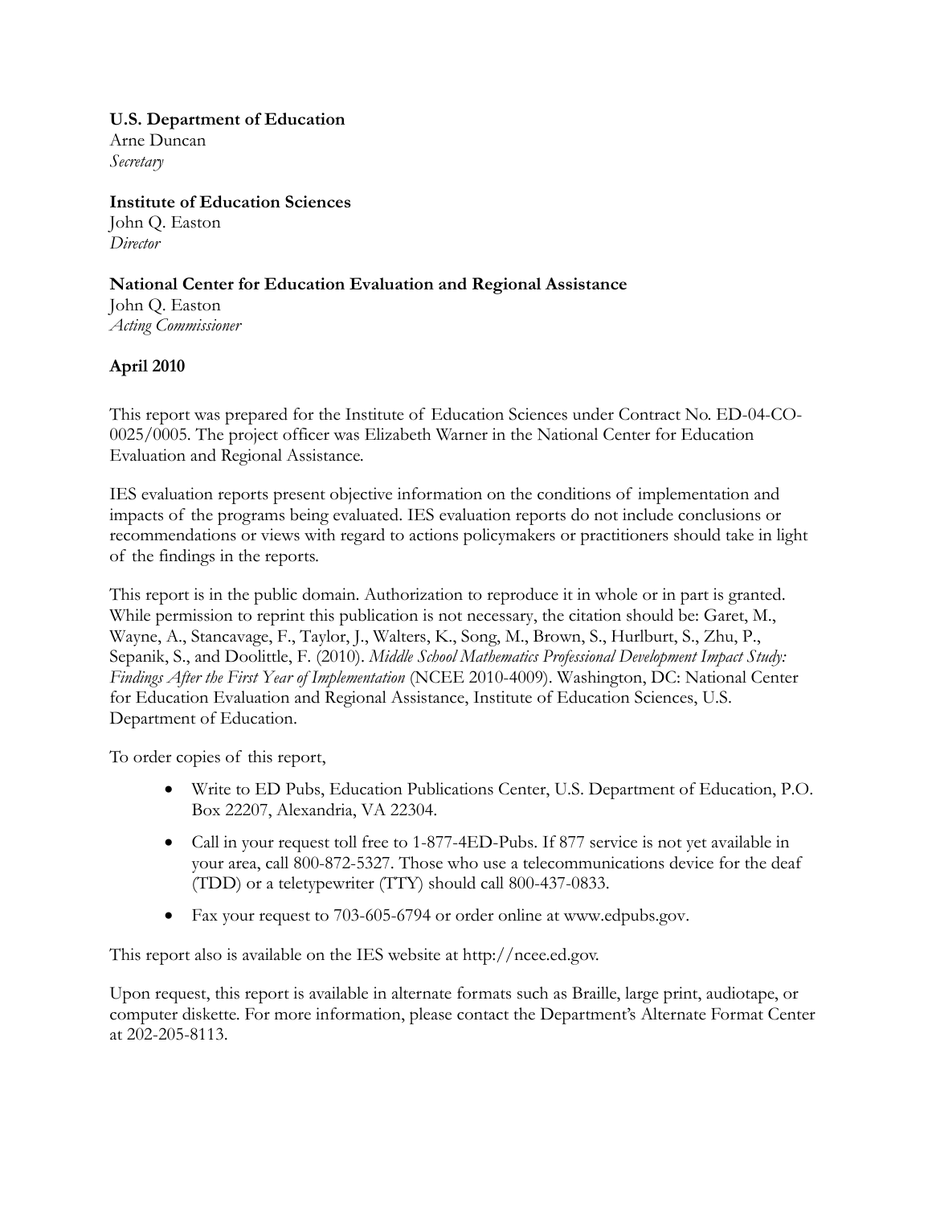**U.S. Department of Education**
Arne Duncan
*Secretary*

**Institute of Education Sciences**
John Q. Easton
*Director*

**National Center for Education Evaluation and Regional Assistance**
John Q. Easton
*Acting Commissioner*

**April 2010**

This report was prepared for the Institute of Education Sciences under Contract No. ED-04-CO-0025/0005. The project officer was Elizabeth Warner in the National Center for Education Evaluation and Regional Assistance.

IES evaluation reports present objective information on the conditions of implementation and impacts of the programs being evaluated. IES evaluation reports do not include conclusions or recommendations or views with regard to actions policymakers or practitioners should take in light of the findings in the reports.

This report is in the public domain. Authorization to reproduce it in whole or in part is granted. While permission to reprint this publication is not necessary, the citation should be: Garet, M., Wayne, A., Stancavage, F., Taylor, J., Walters, K., Song, M., Brown, S., Hurlburt, S., Zhu, P., Sepanik, S., and Doolittle, F. (2010). *Middle School Mathematics Professional Development Impact Study: Findings After the First Year of Implementation* (NCEE 2010-4009). Washington, DC: National Center for Education Evaluation and Regional Assistance, Institute of Education Sciences, U.S. Department of Education.

To order copies of this report,

- Write to ED Pubs, Education Publications Center, U.S. Department of Education, P.O. Box 22207, Alexandria, VA 22304.
- Call in your request toll free to 1-877-4ED-Pubs. If 877 service is not yet available in your area, call 800-872-5327. Those who use a telecommunications device for the deaf (TDD) or a teletypewriter (TTY) should call 800-437-0833.
- Fax your request to 703-605-6794 or order online at www.edpubs.gov.

This report also is available on the IES website at http://ncee.ed.gov.

Upon request, this report is available in alternate formats such as Braille, large print, audiotape, or computer diskette. For more information, please contact the Department's Alternate Format Center at 202-205-8113.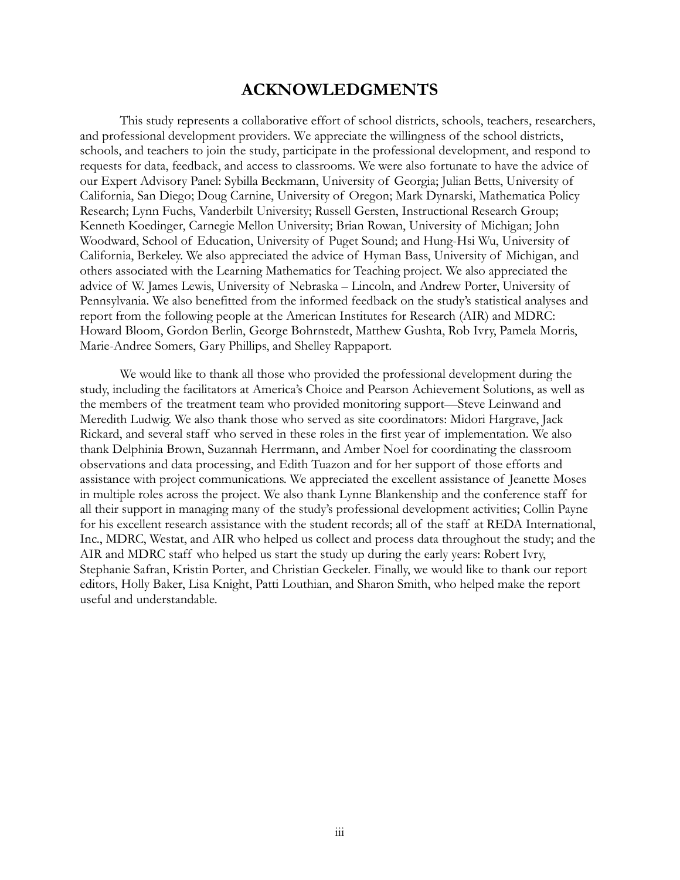# ACKNOWLEDGMENTS

This study represents a collaborative effort of school districts, schools, teachers, researchers, and professional development providers. We appreciate the willingness of the school districts, schools, and teachers to join the study, participate in the professional development, and respond to requests for data, feedback, and access to classrooms. We were also fortunate to have the advice of our Expert Advisory Panel: Sybilla Beckmann, University of Georgia; Julian Betts, University of California, San Diego; Doug Carnine, University of Oregon; Mark Dynarski, Mathematica Policy Research; Lynn Fuchs, Vanderbilt University; Russell Gersten, Instructional Research Group; Kenneth Koedinger, Carnegie Mellon University; Brian Rowan, University of Michigan; John Woodward, School of Education, University of Puget Sound; and Hung-Hsi Wu, University of California, Berkeley. We also appreciated the advice of Hyman Bass, University of Michigan, and others associated with the Learning Mathematics for Teaching project. We also appreciated the advice of W. James Lewis, University of Nebraska – Lincoln, and Andrew Porter, University of Pennsylvania. We also benefitted from the informed feedback on the study's statistical analyses and report from the following people at the American Institutes for Research (AIR) and MDRC: Howard Bloom, Gordon Berlin, George Bohrnstedt, Matthew Gushta, Rob Ivry, Pamela Morris, Marie-Andree Somers, Gary Phillips, and Shelley Rappaport.

We would like to thank all those who provided the professional development during the study, including the facilitators at America's Choice and Pearson Achievement Solutions, as well as the members of the treatment team who provided monitoring support—Steve Leinwand and Meredith Ludwig. We also thank those who served as site coordinators: Midori Hargrave, Jack Rickard, and several staff who served in these roles in the first year of implementation. We also thank Delphinia Brown, Suzannah Herrmann, and Amber Noel for coordinating the classroom observations and data processing, and Edith Tuazon and for her support of those efforts and assistance with project communications. We appreciated the excellent assistance of Jeanette Moses in multiple roles across the project. We also thank Lynne Blankenship and the conference staff for all their support in managing many of the study's professional development activities; Collin Payne for his excellent research assistance with the student records; all of the staff at REDA International, Inc., MDRC, Westat, and AIR who helped us collect and process data throughout the study; and the AIR and MDRC staff who helped us start the study up during the early years: Robert Ivry, Stephanie Safran, Kristin Porter, and Christian Geckeler. Finally, we would like to thank our report editors, Holly Baker, Lisa Knight, Patti Louthian, and Sharon Smith, who helped make the report useful and understandable.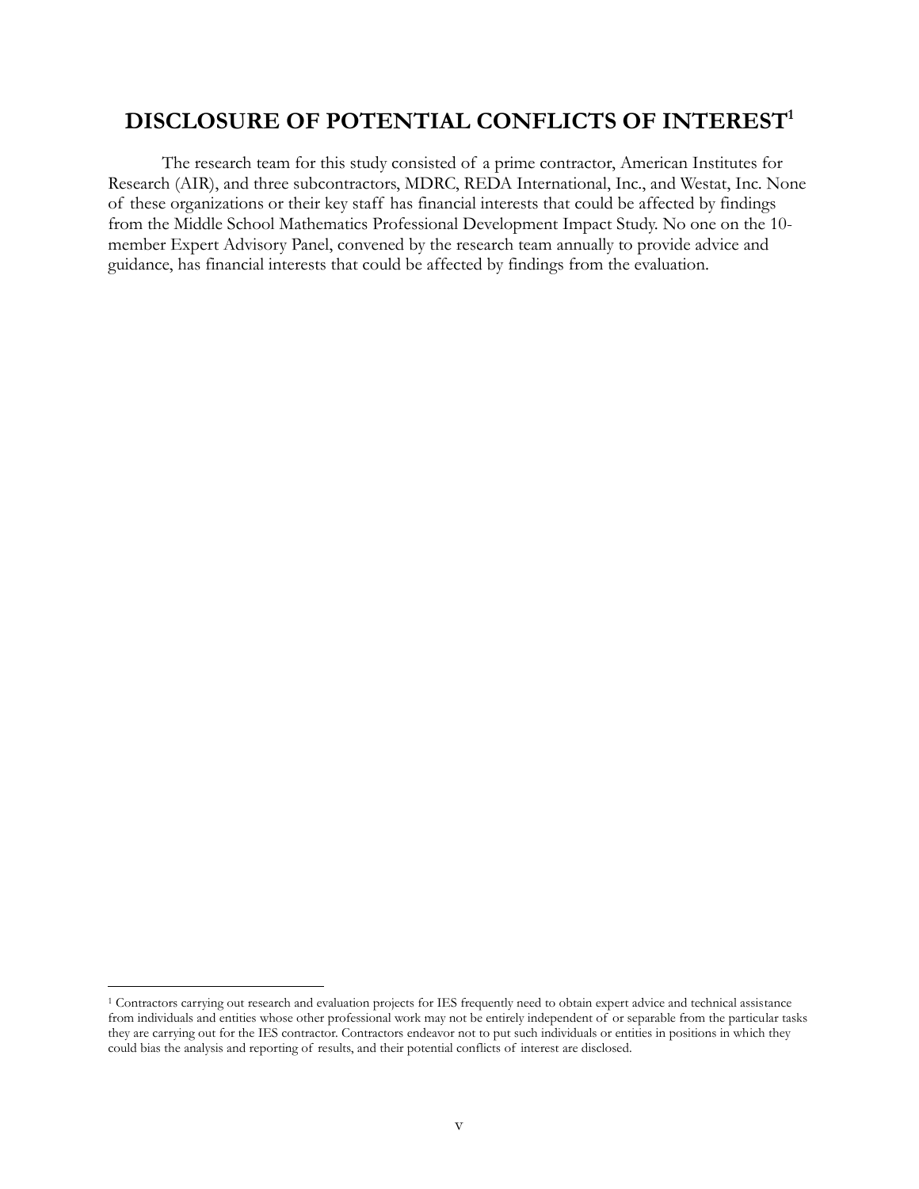# DISCLOSURE OF POTENTIAL CONFLICTS OF INTEREST[1]

The research team for this study consisted of a prime contractor, American Institutes for Research (AIR), and three subcontractors, MDRC, REDA International, Inc., and Westat, Inc. None of these organizations or their key staff has financial interests that could be affected by findings from the Middle School Mathematics Professional Development Impact Study. No one on the 10-member Expert Advisory Panel, convened by the research team annually to provide advice and guidance, has financial interests that could be affected by findings from the evaluation.

---

[1] Contractors carrying out research and evaluation projects for IES frequently need to obtain expert advice and technical assistance from individuals and entities whose other professional work may not be entirely independent of or separable from the particular tasks they are carrying out for the IES contractor. Contractors endeavor not to put such individuals or entities in positions in which they could bias the analysis and reporting of results, and their potential conflicts of interest are disclosed.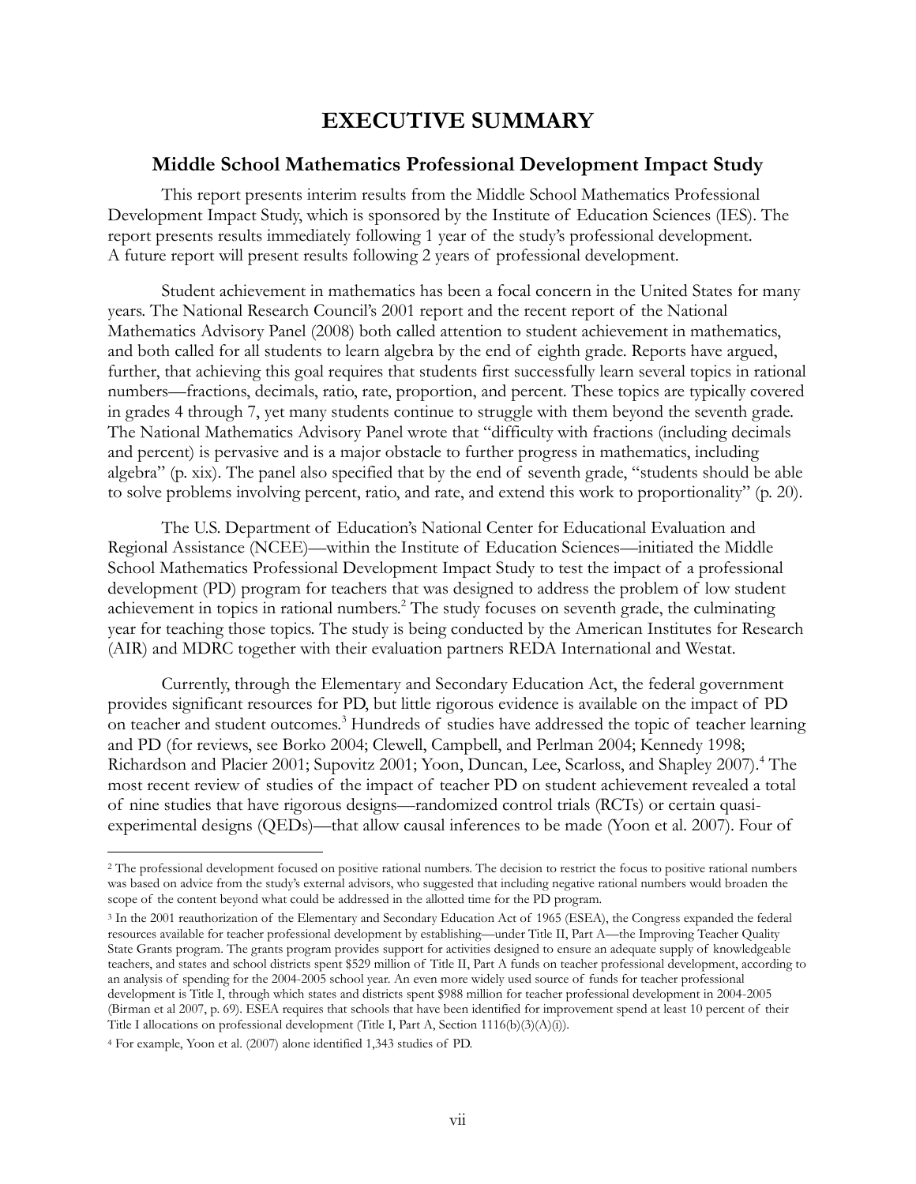# EXECUTIVE SUMMARY

## Middle School Mathematics Professional Development Impact Study

This report presents interim results from the Middle School Mathematics Professional Development Impact Study, which is sponsored by the Institute of Education Sciences (IES). The report presents results immediately following 1 year of the study's professional development. A future report will present results following 2 years of professional development.

Student achievement in mathematics has been a focal concern in the United States for many years. The National Research Council's 2001 report and the recent report of the National Mathematics Advisory Panel (2008) both called attention to student achievement in mathematics, and both called for all students to learn algebra by the end of eighth grade. Reports have argued, further, that achieving this goal requires that students first successfully learn several topics in rational numbers—fractions, decimals, ratio, rate, proportion, and percent. These topics are typically covered in grades 4 through 7, yet many students continue to struggle with them beyond the seventh grade. The National Mathematics Advisory Panel wrote that "difficulty with fractions (including decimals and percent) is pervasive and is a major obstacle to further progress in mathematics, including algebra" (p. xix). The panel also specified that by the end of seventh grade, "students should be able to solve problems involving percent, ratio, and rate, and extend this work to proportionality" (p. 20).

The U.S. Department of Education's National Center for Educational Evaluation and Regional Assistance (NCEE)—within the Institute of Education Sciences—initiated the Middle School Mathematics Professional Development Impact Study to test the impact of a professional development (PD) program for teachers that was designed to address the problem of low student achievement in topics in rational numbers.[2] The study focuses on seventh grade, the culminating year for teaching those topics. The study is being conducted by the American Institutes for Research (AIR) and MDRC together with their evaluation partners REDA International and Westat.

Currently, through the Elementary and Secondary Education Act, the federal government provides significant resources for PD, but little rigorous evidence is available on the impact of PD on teacher and student outcomes.[3] Hundreds of studies have addressed the topic of teacher learning and PD (for reviews, see Borko 2004; Clewell, Campbell, and Perlman 2004; Kennedy 1998; Richardson and Placier 2001; Supovitz 2001; Yoon, Duncan, Lee, Scarloss, and Shapley 2007).[4] The most recent review of studies of the impact of teacher PD on student achievement revealed a total of nine studies that have rigorous designs—randomized control trials (RCTs) or certain quasi-experimental designs (QEDs)—that allow causal inferences to be made (Yoon et al. 2007). Four of

---

[2] The professional development focused on positive rational numbers. The decision to restrict the focus to positive rational numbers was based on advice from the study's external advisors, who suggested that including negative rational numbers would broaden the scope of the content beyond what could be addressed in the allotted time for the PD program.

[3] In the 2001 reauthorization of the Elementary and Secondary Education Act of 1965 (ESEA), the Congress expanded the federal resources available for teacher professional development by establishing—under Title II, Part A—the Improving Teacher Quality State Grants program. The grants program provides support for activities designed to ensure an adequate supply of knowledgeable teachers, and states and school districts spent $529 million of Title II, Part A funds on teacher professional development, according to an analysis of spending for the 2004-2005 school year. An even more widely used source of funds for teacher professional development is Title I, through which states and districts spent $988 million for teacher professional development in 2004-2005 (Birman et al 2007, p. 69). ESEA requires that schools that have been identified for improvement spend at least 10 percent of their Title I allocations on professional development (Title I, Part A, Section 1116(b)(3)(A)(i)).

[4] For example, Yoon et al. (2007) alone identified 1,343 studies of PD.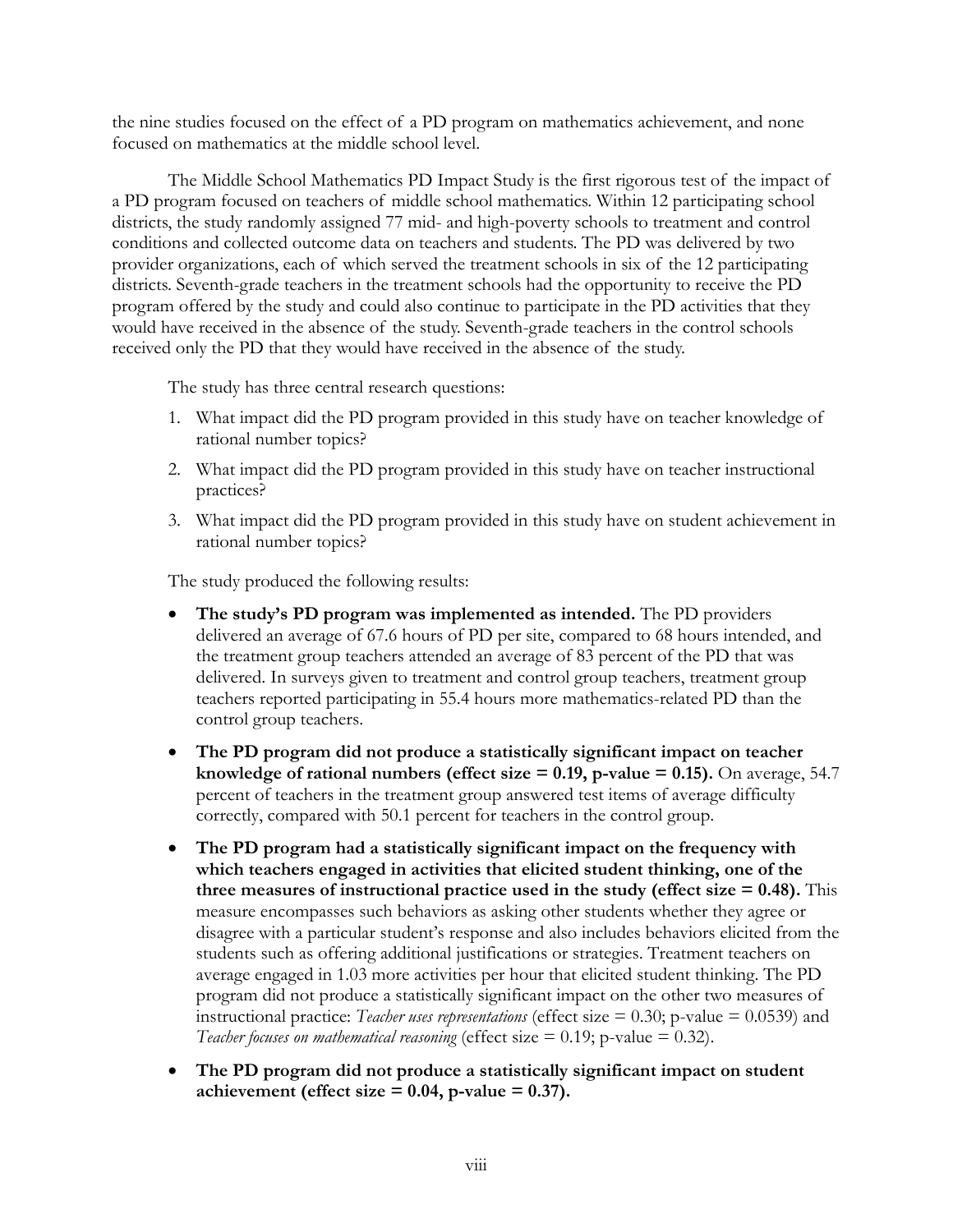the nine studies focused on the effect of a PD program on mathematics achievement, and none focused on mathematics at the middle school level.

The Middle School Mathematics PD Impact Study is the first rigorous test of the impact of a PD program focused on teachers of middle school mathematics. Within 12 participating school districts, the study randomly assigned 77 mid- and high-poverty schools to treatment and control conditions and collected outcome data on teachers and students. The PD was delivered by two provider organizations, each of which served the treatment schools in six of the 12 participating districts. Seventh-grade teachers in the treatment schools had the opportunity to receive the PD program offered by the study and could also continue to participate in the PD activities that they would have received in the absence of the study. Seventh-grade teachers in the control schools received only the PD that they would have received in the absence of the study.

The study has three central research questions:

1. What impact did the PD program provided in this study have on teacher knowledge of rational number topics?
2. What impact did the PD program provided in this study have on teacher instructional practices?
3. What impact did the PD program provided in this study have on student achievement in rational number topics?

The study produced the following results:

- **The study's PD program was implemented as intended.** The PD providers delivered an average of 67.6 hours of PD per site, compared to 68 hours intended, and the treatment group teachers attended an average of 83 percent of the PD that was delivered. In surveys given to treatment and control group teachers, treatment group teachers reported participating in 55.4 hours more mathematics-related PD than the control group teachers.
- **The PD program did not produce a statistically significant impact on teacher knowledge of rational numbers (effect size = 0.19, p-value = 0.15).** On average, 54.7 percent of teachers in the treatment group answered test items of average difficulty correctly, compared with 50.1 percent for teachers in the control group.
- **The PD program had a statistically significant impact on the frequency with which teachers engaged in activities that elicited student thinking, one of the three measures of instructional practice used in the study (effect size = 0.48).** This measure encompasses such behaviors as asking other students whether they agree or disagree with a particular student's response and also includes behaviors elicited from the students such as offering additional justifications or strategies. Treatment teachers on average engaged in 1.03 more activities per hour that elicited student thinking. The PD program did not produce a statistically significant impact on the other two measures of instructional practice: *Teacher uses representations* (effect size = 0.30; p-value = 0.0539) and *Teacher focuses on mathematical reasoning* (effect size = 0.19; p-value = 0.32).
- **The PD program did not produce a statistically significant impact on student achievement (effect size = 0.04, p-value = 0.37).**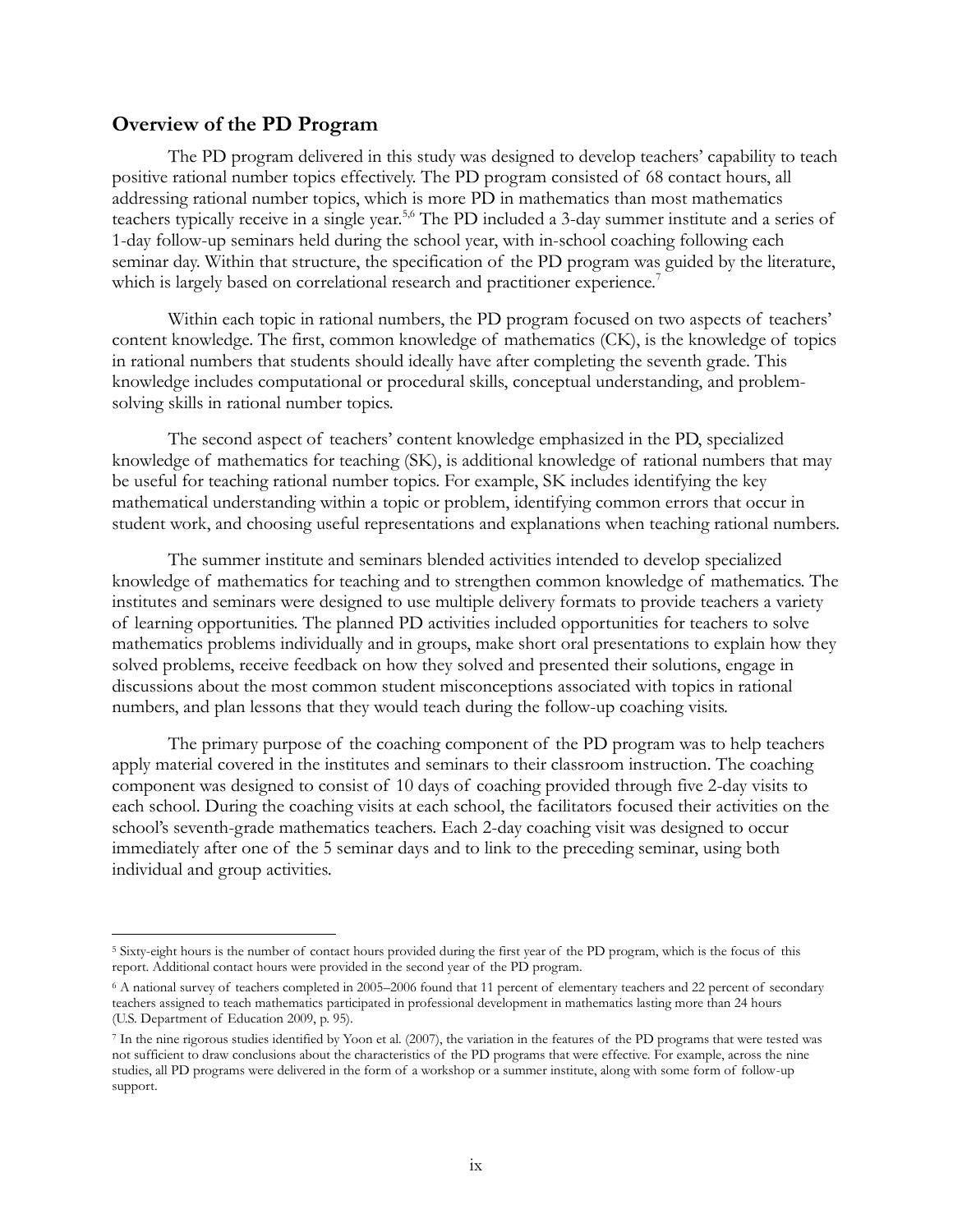## Overview of the PD Program

The PD program delivered in this study was designed to develop teachers' capability to teach positive rational number topics effectively. The PD program consisted of 68 contact hours, all addressing rational number topics, which is more PD in mathematics than most mathematics teachers typically receive in a single year.[5,6] The PD included a 3-day summer institute and a series of 1-day follow-up seminars held during the school year, with in-school coaching following each seminar day. Within that structure, the specification of the PD program was guided by the literature, which is largely based on correlational research and practitioner experience.[7]

Within each topic in rational numbers, the PD program focused on two aspects of teachers' content knowledge. The first, common knowledge of mathematics (CK), is the knowledge of topics in rational numbers that students should ideally have after completing the seventh grade. This knowledge includes computational or procedural skills, conceptual understanding, and problem-solving skills in rational number topics.

The second aspect of teachers' content knowledge emphasized in the PD, specialized knowledge of mathematics for teaching (SK), is additional knowledge of rational numbers that may be useful for teaching rational number topics. For example, SK includes identifying the key mathematical understanding within a topic or problem, identifying common errors that occur in student work, and choosing useful representations and explanations when teaching rational numbers.

The summer institute and seminars blended activities intended to develop specialized knowledge of mathematics for teaching and to strengthen common knowledge of mathematics. The institutes and seminars were designed to use multiple delivery formats to provide teachers a variety of learning opportunities. The planned PD activities included opportunities for teachers to solve mathematics problems individually and in groups, make short oral presentations to explain how they solved problems, receive feedback on how they solved and presented their solutions, engage in discussions about the most common student misconceptions associated with topics in rational numbers, and plan lessons that they would teach during the follow-up coaching visits.

The primary purpose of the coaching component of the PD program was to help teachers apply material covered in the institutes and seminars to their classroom instruction. The coaching component was designed to consist of 10 days of coaching provided through five 2-day visits to each school. During the coaching visits at each school, the facilitators focused their activities on the school's seventh-grade mathematics teachers. Each 2-day coaching visit was designed to occur immediately after one of the 5 seminar days and to link to the preceding seminar, using both individual and group activities.

---

[5] Sixty-eight hours is the number of contact hours provided during the first year of the PD program, which is the focus of this report. Additional contact hours were provided in the second year of the PD program.

[6] A national survey of teachers completed in 2005–2006 found that 11 percent of elementary teachers and 22 percent of secondary teachers assigned to teach mathematics participated in professional development in mathematics lasting more than 24 hours (U.S. Department of Education 2009, p. 95).

[7] In the nine rigorous studies identified by Yoon et al. (2007), the variation in the features of the PD programs that were tested was not sufficient to draw conclusions about the characteristics of the PD programs that were effective. For example, across the nine studies, all PD programs were delivered in the form of a workshop or a summer institute, along with some form of follow-up support.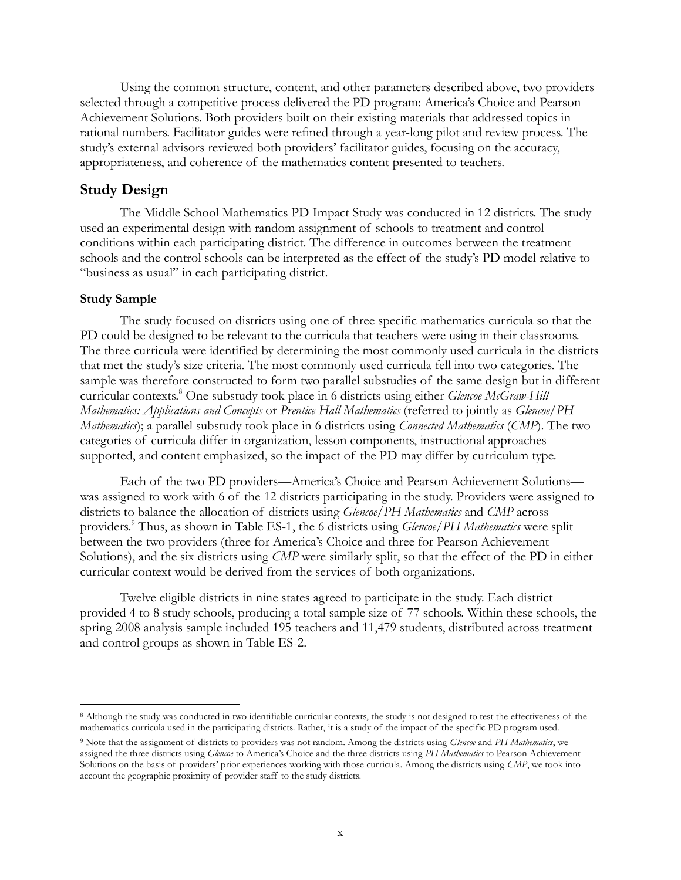Using the common structure, content, and other parameters described above, two providers selected through a competitive process delivered the PD program: America's Choice and Pearson Achievement Solutions. Both providers built on their existing materials that addressed topics in rational numbers. Facilitator guides were refined through a year-long pilot and review process. The study's external advisors reviewed both providers' facilitator guides, focusing on the accuracy, appropriateness, and coherence of the mathematics content presented to teachers.

## Study Design

The Middle School Mathematics PD Impact Study was conducted in 12 districts. The study used an experimental design with random assignment of schools to treatment and control conditions within each participating district. The difference in outcomes between the treatment schools and the control schools can be interpreted as the effect of the study's PD model relative to "business as usual" in each participating district.

### Study Sample

The study focused on districts using one of three specific mathematics curricula so that the PD could be designed to be relevant to the curricula that teachers were using in their classrooms. The three curricula were identified by determining the most commonly used curricula in the districts that met the study's size criteria. The most commonly used curricula fell into two categories. The sample was therefore constructed to form two parallel substudies of the same design but in different curricular contexts.[8] One substudy took place in 6 districts using either *Glencoe McGraw-Hill Mathematics: Applications and Concepts* or *Prentice Hall Mathematics* (referred to jointly as *Glencoe/PH Mathematics*); a parallel substudy took place in 6 districts using *Connected Mathematics* (*CMP*). The two categories of curricula differ in organization, lesson components, instructional approaches supported, and content emphasized, so the impact of the PD may differ by curriculum type.

Each of the two PD providers—America's Choice and Pearson Achievement Solutions—was assigned to work with 6 of the 12 districts participating in the study. Providers were assigned to districts to balance the allocation of districts using *Glencoe/PH Mathematics* and *CMP* across providers.[9] Thus, as shown in Table ES-1, the 6 districts using *Glencoe/PH Mathematics* were split between the two providers (three for America's Choice and three for Pearson Achievement Solutions), and the six districts using *CMP* were similarly split, so that the effect of the PD in either curricular context would be derived from the services of both organizations.

Twelve eligible districts in nine states agreed to participate in the study. Each district provided 4 to 8 study schools, producing a total sample size of 77 schools. Within these schools, the spring 2008 analysis sample included 195 teachers and 11,479 students, distributed across treatment and control groups as shown in Table ES-2.

---

[8] Although the study was conducted in two identifiable curricular contexts, the study is not designed to test the effectiveness of the mathematics curricula used in the participating districts. Rather, it is a study of the impact of the specific PD program used.

[9] Note that the assignment of districts to providers was not random. Among the districts using *Glencoe* and *PH Mathematics*, we assigned the three districts using *Glencoe* to America's Choice and the three districts using *PH Mathematics* to Pearson Achievement Solutions on the basis of providers' prior experiences working with those curricula. Among the districts using *CMP*, we took into account the geographic proximity of provider staff to the study districts.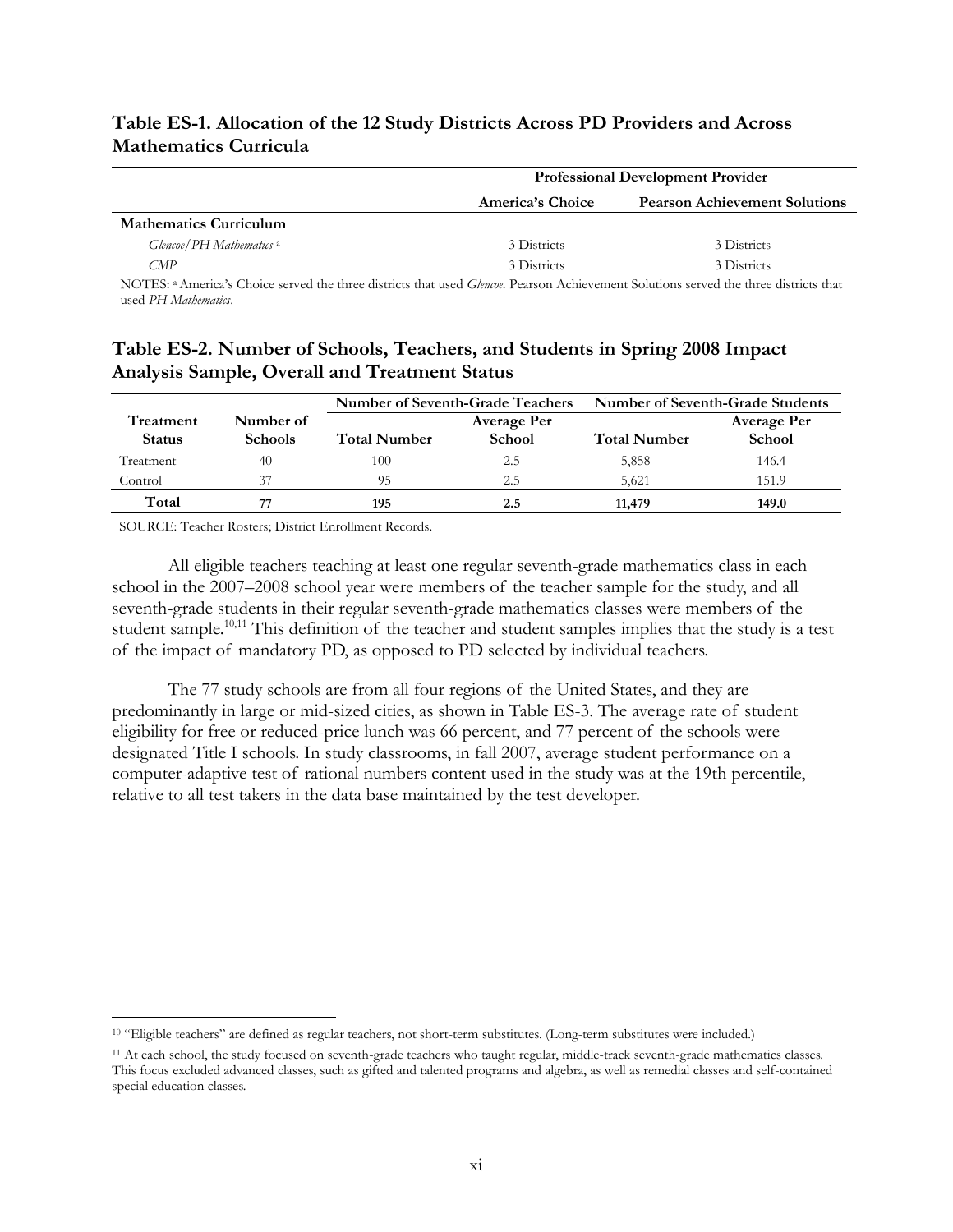**Table ES-1. Allocation of the 12 Study Districts Across PD Providers and Across Mathematics Curricula**

| | Professional Development Provider | |
|---|---|---|
| | **America's Choice** | **Pearson Achievement Solutions** |
| **Mathematics Curriculum** | | |
| *Glencoe/PH Mathematics* [a] | 3 Districts | 3 Districts |
| *CMP* | 3 Districts | 3 Districts |

NOTES: [a] America's Choice served the three districts that used *Glencoe*. Pearson Achievement Solutions served the three districts that used *PH Mathematics*.

**Table ES-2. Number of Schools, Teachers, and Students in Spring 2008 Impact Analysis Sample, Overall and Treatment Status**

| | | Number of Seventh-Grade Teachers | | Number of Seventh-Grade Students | |
|---|---|---|---|---|---|
| **Treatment Status** | **Number of Schools** | **Total Number** | **Average Per School** | **Total Number** | **Average Per School** |
| Treatment | 40 | 100 | 2.5 | 5,858 | 146.4 |
| Control | 37 | 95 | 2.5 | 5,621 | 151.9 |
| **Total** | **77** | **195** | **2.5** | **11,479** | **149.0** |

SOURCE: Teacher Rosters; District Enrollment Records.

All eligible teachers teaching at least one regular seventh-grade mathematics class in each school in the 2007–2008 school year were members of the teacher sample for the study, and all seventh-grade students in their regular seventh-grade mathematics classes were members of the student sample.[10,11] This definition of the teacher and student samples implies that the study is a test of the impact of mandatory PD, as opposed to PD selected by individual teachers.

The 77 study schools are from all four regions of the United States, and they are predominantly in large or mid-sized cities, as shown in Table ES-3. The average rate of student eligibility for free or reduced-price lunch was 66 percent, and 77 percent of the schools were designated Title I schools. In study classrooms, in fall 2007, average student performance on a computer-adaptive test of rational numbers content used in the study was at the 19th percentile, relative to all test takers in the data base maintained by the test developer.

---

[10] "Eligible teachers" are defined as regular teachers, not short-term substitutes. (Long-term substitutes were included.)

[11] At each school, the study focused on seventh-grade teachers who taught regular, middle-track seventh-grade mathematics classes. This focus excluded advanced classes, such as gifted and talented programs and algebra, as well as remedial classes and self-contained special education classes.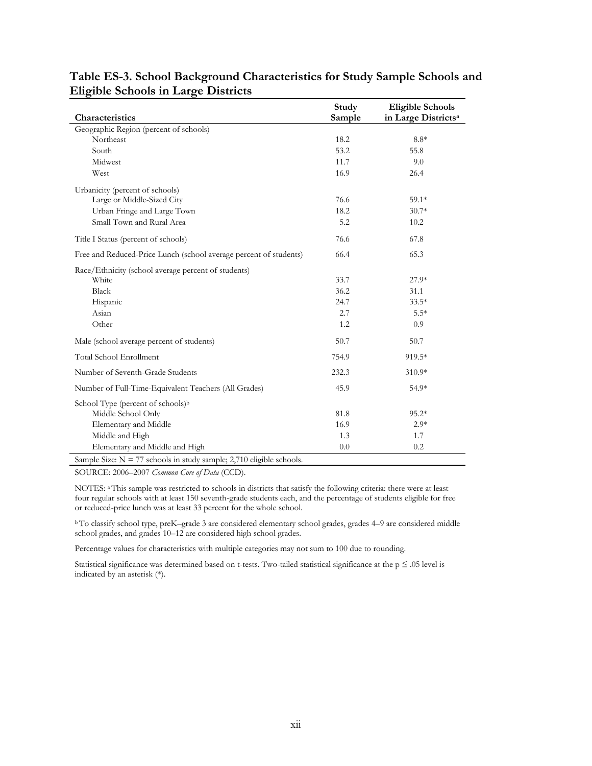**Table ES-3. School Background Characteristics for Study Sample Schools and Eligible Schools in Large Districts**

| Characteristics | Study Sample | Eligible Schools in Large Districts[a] |
|---|---|---|
| Geographic Region (percent of schools) | | |
| Northeast | 18.2 | 8.8* |
| South | 53.2 | 55.8 |
| Midwest | 11.7 | 9.0 |
| West | 16.9 | 26.4 |
| Urbanicity (percent of schools) | | |
| Large or Middle-Sized City | 76.6 | 59.1* |
| Urban Fringe and Large Town | 18.2 | 30.7* |
| Small Town and Rural Area | 5.2 | 10.2 |
| Title I Status (percent of schools) | 76.6 | 67.8 |
| Free and Reduced-Price Lunch (school average percent of students) | 66.4 | 65.3 |
| Race/Ethnicity (school average percent of students) | | |
| White | 33.7 | 27.9* |
| Black | 36.2 | 31.1 |
| Hispanic | 24.7 | 33.5* |
| Asian | 2.7 | 5.5* |
| Other | 1.2 | 0.9 |
| Male (school average percent of students) | 50.7 | 50.7 |
| Total School Enrollment | 754.9 | 919.5* |
| Number of Seventh-Grade Students | 232.3 | 310.9* |
| Number of Full-Time-Equivalent Teachers (All Grades) | 45.9 | 54.9* |
| School Type (percent of schools)[b] | | |
| Middle School Only | 81.8 | 95.2* |
| Elementary and Middle | 16.9 | 2.9* |
| Middle and High | 1.3 | 1.7 |
| Elementary and Middle and High | 0.0 | 0.2 |
| Sample Size: N = 77 schools in study sample; 2,710 eligible schools. | | |

SOURCE: 2006–2007 *Common Core of Data* (CCD).

NOTES: [a] This sample was restricted to schools in districts that satisfy the following criteria: there were at least four regular schools with at least 150 seventh-grade students each, and the percentage of students eligible for free or reduced-price lunch was at least 33 percent for the whole school.

[b] To classify school type, preK–grade 3 are considered elementary school grades, grades 4–9 are considered middle school grades, and grades 10–12 are considered high school grades.

Percentage values for characteristics with multiple categories may not sum to 100 due to rounding.

Statistical significance was determined based on t-tests. Two-tailed statistical significance at the $p \leq .05$ level is indicated by an asterisk (*).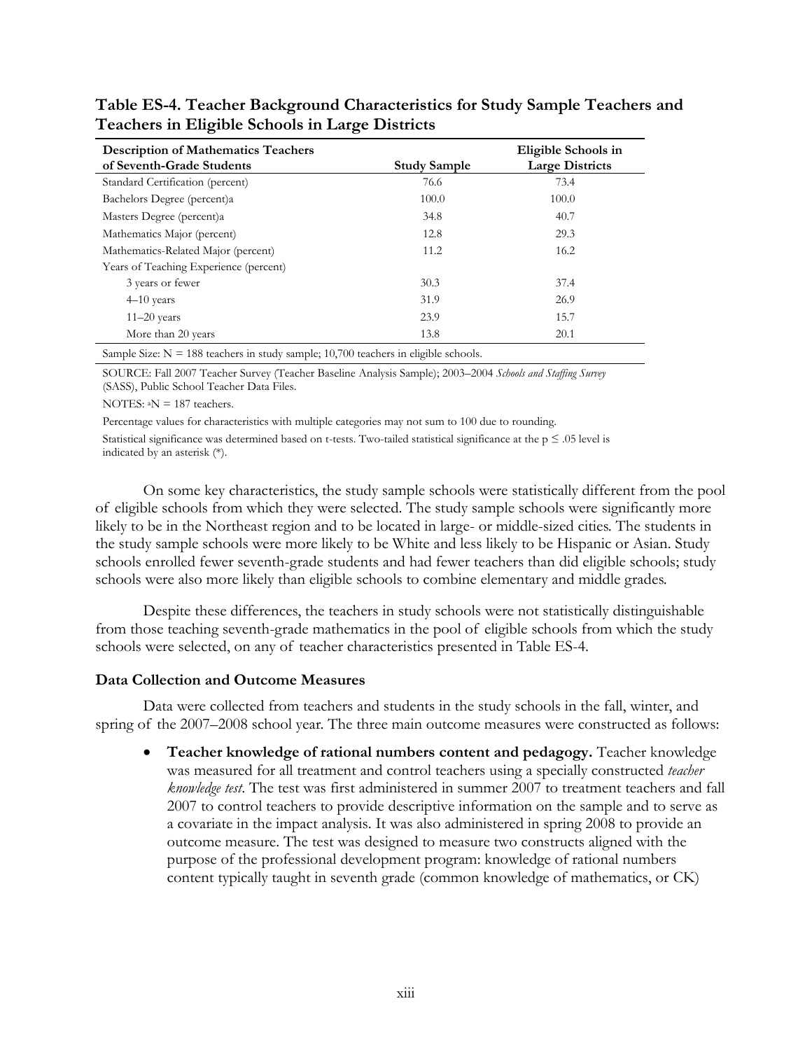**Table ES-4. Teacher Background Characteristics for Study Sample Teachers and Teachers in Eligible Schools in Large Districts**

| Description of Mathematics Teachers of Seventh-Grade Students | Study Sample | Eligible Schools in Large Districts |
|---|---|---|
| Standard Certification (percent) | 76.6 | 73.4 |
| Bachelors Degree (percent)a | 100.0 | 100.0 |
| Masters Degree (percent)a | 34.8 | 40.7 |
| Mathematics Major (percent) | 12.8 | 29.3 |
| Mathematics-Related Major (percent) | 11.2 | 16.2 |
| Years of Teaching Experience (percent) | | |
| 3 years or fewer | 30.3 | 37.4 |
| 4–10 years | 31.9 | 26.9 |
| 11–20 years | 23.9 | 15.7 |
| More than 20 years | 13.8 | 20.1 |

Sample Size: N = 188 teachers in study sample; 10,700 teachers in eligible schools.

SOURCE: Fall 2007 Teacher Survey (Teacher Baseline Analysis Sample); 2003–2004 *Schools and Staffing Survey* (SASS), Public School Teacher Data Files.

NOTES: [a]N = 187 teachers.

Percentage values for characteristics with multiple categories may not sum to 100 due to rounding.

Statistical significance was determined based on t-tests. Two-tailed statistical significance at the $p \leq .05$ level is indicated by an asterisk (*).

On some key characteristics, the study sample schools were statistically different from the pool of eligible schools from which they were selected. The study sample schools were significantly more likely to be in the Northeast region and to be located in large- or middle-sized cities. The students in the study sample schools were more likely to be White and less likely to be Hispanic or Asian. Study schools enrolled fewer seventh-grade students and had fewer teachers than did eligible schools; study schools were also more likely than eligible schools to combine elementary and middle grades.

Despite these differences, the teachers in study schools were not statistically distinguishable from those teaching seventh-grade mathematics in the pool of eligible schools from which the study schools were selected, on any of teacher characteristics presented in Table ES-4.

### Data Collection and Outcome Measures

Data were collected from teachers and students in the study schools in the fall, winter, and spring of the 2007–2008 school year. The three main outcome measures were constructed as follows:

- **Teacher knowledge of rational numbers content and pedagogy.** Teacher knowledge was measured for all treatment and control teachers using a specially constructed *teacher knowledge test*. The test was first administered in summer 2007 to treatment teachers and fall 2007 to control teachers to provide descriptive information on the sample and to serve as a covariate in the impact analysis. It was also administered in spring 2008 to provide an outcome measure. The test was designed to measure two constructs aligned with the purpose of the professional development program: knowledge of rational numbers content typically taught in seventh grade (common knowledge of mathematics, or CK)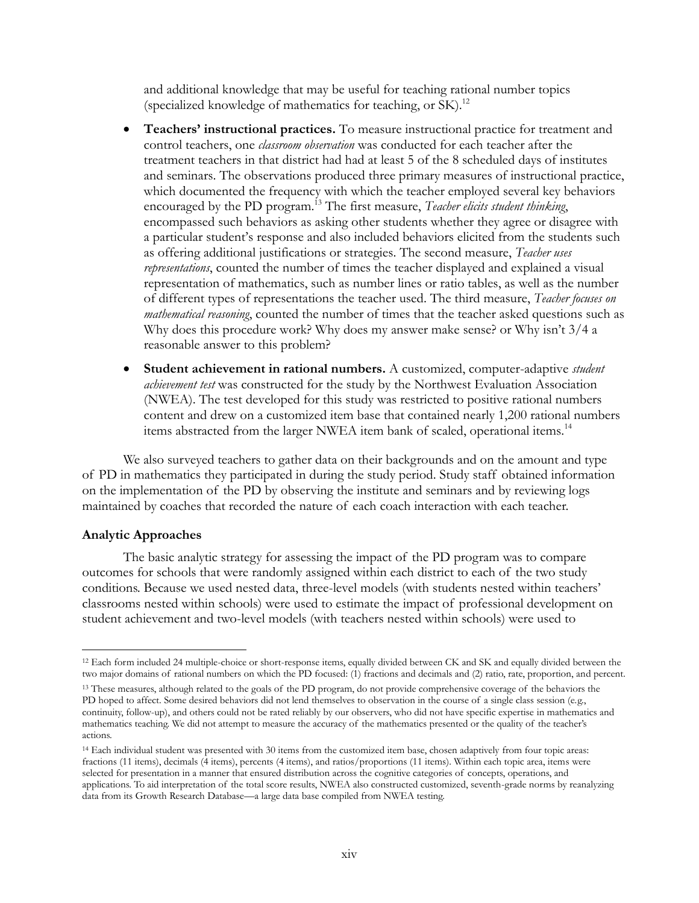and additional knowledge that may be useful for teaching rational number topics (specialized knowledge of mathematics for teaching, or SK).[12]

- **Teachers' instructional practices.** To measure instructional practice for treatment and control teachers, one *classroom observation* was conducted for each teacher after the treatment teachers in that district had had at least 5 of the 8 scheduled days of institutes and seminars. The observations produced three primary measures of instructional practice, which documented the frequency with which the teacher employed several key behaviors encouraged by the PD program.[13] The first measure, *Teacher elicits student thinking*, encompassed such behaviors as asking other students whether they agree or disagree with a particular student's response and also included behaviors elicited from the students such as offering additional justifications or strategies. The second measure, *Teacher uses representations*, counted the number of times the teacher displayed and explained a visual representation of mathematics, such as number lines or ratio tables, as well as the number of different types of representations the teacher used. The third measure, *Teacher focuses on mathematical reasoning*, counted the number of times that the teacher asked questions such as Why does this procedure work? Why does my answer make sense? or Why isn't 3/4 a reasonable answer to this problem?

- **Student achievement in rational numbers.** A customized, computer-adaptive *student achievement test* was constructed for the study by the Northwest Evaluation Association (NWEA). The test developed for this study was restricted to positive rational numbers content and drew on a customized item base that contained nearly 1,200 rational numbers items abstracted from the larger NWEA item bank of scaled, operational items.[14]

We also surveyed teachers to gather data on their backgrounds and on the amount and type of PD in mathematics they participated in during the study period. Study staff obtained information on the implementation of the PD by observing the institute and seminars and by reviewing logs maintained by coaches that recorded the nature of each coach interaction with each teacher.

**Analytic Approaches**

The basic analytic strategy for assessing the impact of the PD program was to compare outcomes for schools that were randomly assigned within each district to each of the two study conditions. Because we used nested data, three-level models (with students nested within teachers' classrooms nested within schools) were used to estimate the impact of professional development on student achievement and two-level models (with teachers nested within schools) were used to

---

[12] Each form included 24 multiple-choice or short-response items, equally divided between CK and SK and equally divided between the two major domains of rational numbers on which the PD focused: (1) fractions and decimals and (2) ratio, rate, proportion, and percent.

[13] These measures, although related to the goals of the PD program, do not provide comprehensive coverage of the behaviors the PD hoped to affect. Some desired behaviors did not lend themselves to observation in the course of a single class session (e.g., continuity, follow-up), and others could not be rated reliably by our observers, who did not have specific expertise in mathematics and mathematics teaching. We did not attempt to measure the accuracy of the mathematics presented or the quality of the teacher's actions.

[14] Each individual student was presented with 30 items from the customized item base, chosen adaptively from four topic areas: fractions (11 items), decimals (4 items), percents (4 items), and ratios/proportions (11 items). Within each topic area, items were selected for presentation in a manner that ensured distribution across the cognitive categories of concepts, operations, and applications. To aid interpretation of the total score results, NWEA also constructed customized, seventh-grade norms by reanalyzing data from its Growth Research Database—a large data base compiled from NWEA testing.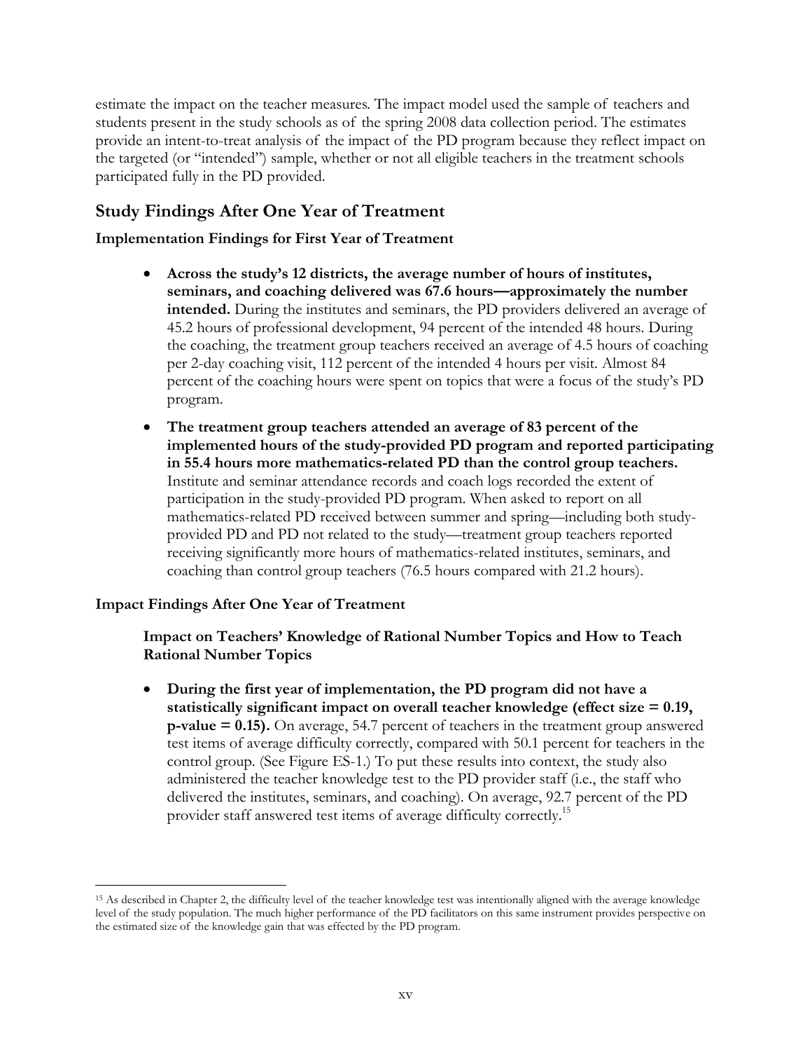estimate the impact on the teacher measures. The impact model used the sample of teachers and students present in the study schools as of the spring 2008 data collection period. The estimates provide an intent-to-treat analysis of the impact of the PD program because they reflect impact on the targeted (or "intended") sample, whether or not all eligible teachers in the treatment schools participated fully in the PD provided.

## Study Findings After One Year of Treatment

### Implementation Findings for First Year of Treatment

- **Across the study's 12 districts, the average number of hours of institutes, seminars, and coaching delivered was 67.6 hours—approximately the number intended.** During the institutes and seminars, the PD providers delivered an average of 45.2 hours of professional development, 94 percent of the intended 48 hours. During the coaching, the treatment group teachers received an average of 4.5 hours of coaching per 2-day coaching visit, 112 percent of the intended 4 hours per visit. Almost 84 percent of the coaching hours were spent on topics that were a focus of the study's PD program.
- **The treatment group teachers attended an average of 83 percent of the implemented hours of the study-provided PD program and reported participating in 55.4 hours more mathematics-related PD than the control group teachers.** Institute and seminar attendance records and coach logs recorded the extent of participation in the study-provided PD program. When asked to report on all mathematics-related PD received between summer and spring—including both study-provided PD and PD not related to the study—treatment group teachers reported receiving significantly more hours of mathematics-related institutes, seminars, and coaching than control group teachers (76.5 hours compared with 21.2 hours).

### Impact Findings After One Year of Treatment

#### Impact on Teachers' Knowledge of Rational Number Topics and How to Teach Rational Number Topics

- **During the first year of implementation, the PD program did not have a statistically significant impact on overall teacher knowledge (effect size = 0.19, p-value = 0.15).** On average, 54.7 percent of teachers in the treatment group answered test items of average difficulty correctly, compared with 50.1 percent for teachers in the control group. (See Figure ES-1.) To put these results into context, the study also administered the teacher knowledge test to the PD provider staff (i.e., the staff who delivered the institutes, seminars, and coaching). On average, 92.7 percent of the PD provider staff answered test items of average difficulty correctly.[15]

[15] As described in Chapter 2, the difficulty level of the teacher knowledge test was intentionally aligned with the average knowledge level of the study population. The much higher performance of the PD facilitators on this same instrument provides perspective on the estimated size of the knowledge gain that was effected by the PD program.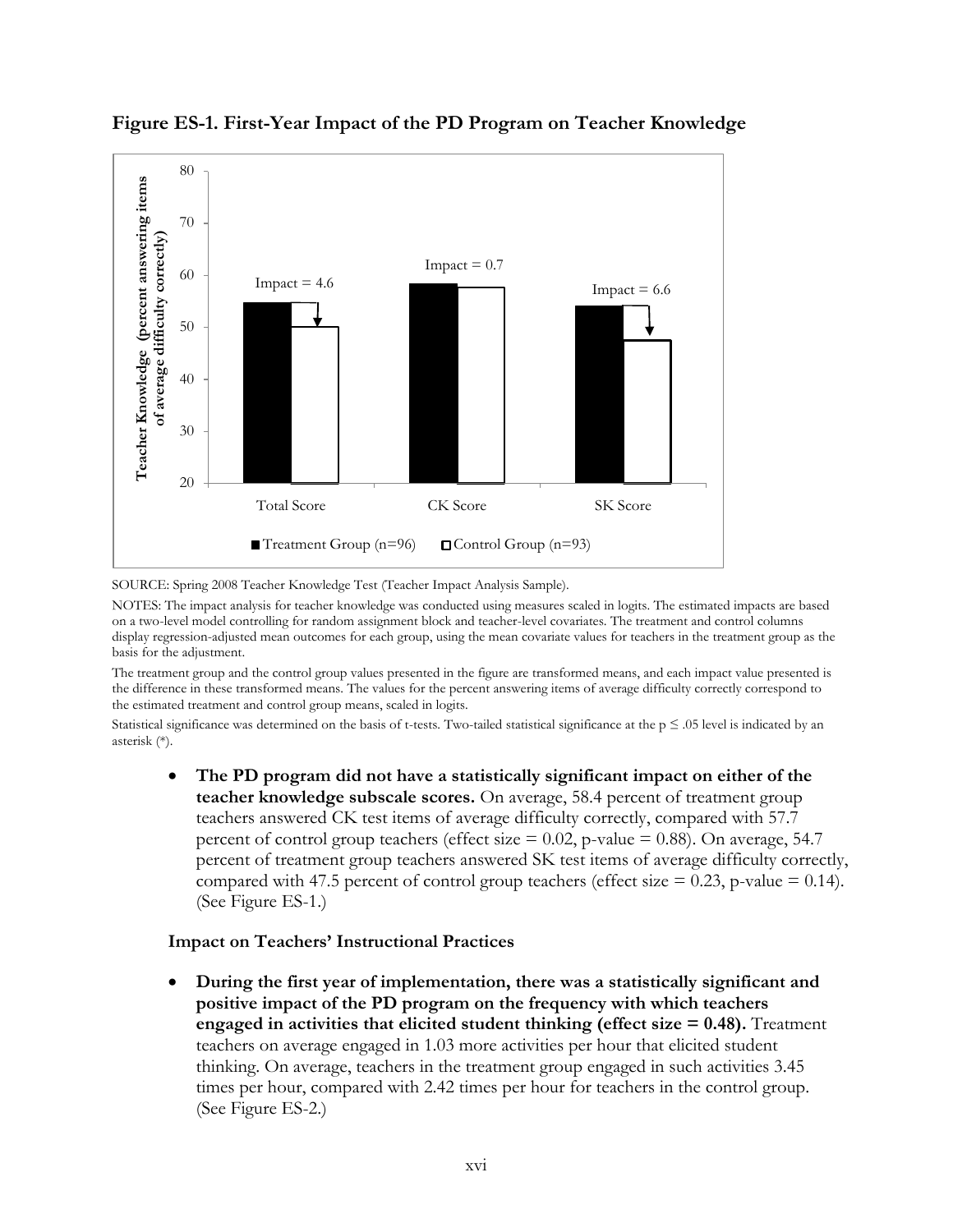**Figure ES-1. First-Year Impact of the PD Program on Teacher Knowledge**

SOURCE: Spring 2008 Teacher Knowledge Test (Teacher Impact Analysis Sample).

NOTES: The impact analysis for teacher knowledge was conducted using measures scaled in logits. The estimated impacts are based on a two-level model controlling for random assignment block and teacher-level covariates. The treatment and control columns display regression-adjusted mean outcomes for each group, using the mean covariate values for teachers in the treatment group as the basis for the adjustment.

The treatment group and the control group values presented in the figure are transformed means, and each impact value presented is the difference in these transformed means. The values for the percent answering items of average difficulty correctly correspond to the estimated treatment and control group means, scaled in logits.

Statistical significance was determined on the basis of t-tests. Two-tailed statistical significance at the $p \leq .05$ level is indicated by an asterisk (*).

- **The PD program did not have a statistically significant impact on either of the teacher knowledge subscale scores.** On average, 58.4 percent of treatment group teachers answered CK test items of average difficulty correctly, compared with 57.7 percent of control group teachers (effect size = 0.02, p-value = 0.88). On average, 54.7 percent of treatment group teachers answered SK test items of average difficulty correctly, compared with 47.5 percent of control group teachers (effect size = 0.23, p-value = 0.14). (See Figure ES-1.)

**Impact on Teachers' Instructional Practices**

- **During the first year of implementation, there was a statistically significant and positive impact of the PD program on the frequency with which teachers engaged in activities that elicited student thinking (effect size = 0.48).** Treatment teachers on average engaged in 1.03 more activities per hour that elicited student thinking. On average, teachers in the treatment group engaged in such activities 3.45 times per hour, compared with 2.42 times per hour for teachers in the control group. (See Figure ES-2.)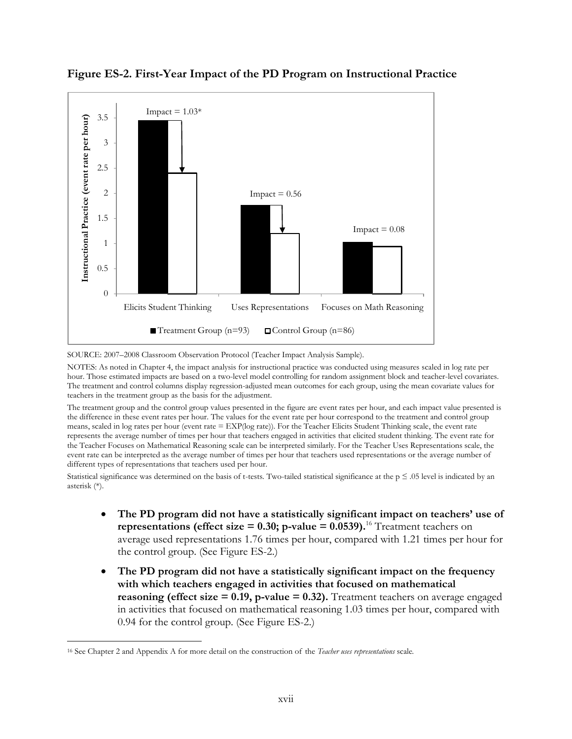**Figure ES-2. First-Year Impact of the PD Program on Instructional Practice**

| | Treatment Group (n=93) | Control Group (n=86) | Impact |
|---|---|---|---|
| Elicits Student Thinking | | | 1.03* |
| Uses Representations | | | 0.56 |
| Focuses on Math Reasoning | | | 0.08 |

SOURCE: 2007–2008 Classroom Observation Protocol (Teacher Impact Analysis Sample).

NOTES: As noted in Chapter 4, the impact analysis for instructional practice was conducted using measures scaled in log rate per hour. Those estimated impacts are based on a two-level model controlling for random assignment block and teacher-level covariates. The treatment and control columns display regression-adjusted mean outcomes for each group, using the mean covariate values for teachers in the treatment group as the basis for the adjustment.

The treatment group and the control group values presented in the figure are event rates per hour, and each impact value presented is the difference in these event rates per hour. The values for the event rate per hour correspond to the treatment and control group means, scaled in log rates per hour (event rate = EXP(log rate)). For the Teacher Elicits Student Thinking scale, the event rate represents the average number of times per hour that teachers engaged in activities that elicited student thinking. The event rate for the Teacher Focuses on Mathematical Reasoning scale can be interpreted similarly. For the Teacher Uses Representations scale, the event rate can be interpreted as the average number of times per hour that teachers used representations or the average number of different types of representations that teachers used per hour.

Statistical significance was determined on the basis of t-tests. Two-tailed statistical significance at the $p \leq .05$ level is indicated by an asterisk (*).

- **The PD program did not have a statistically significant impact on teachers' use of representations (effect size = 0.30; p-value = 0.0539).**[16] Treatment teachers on average used representations 1.76 times per hour, compared with 1.21 times per hour for the control group. (See Figure ES-2.)
- **The PD program did not have a statistically significant impact on the frequency with which teachers engaged in activities that focused on mathematical reasoning (effect size = 0.19, p-value = 0.32).** Treatment teachers on average engaged in activities that focused on mathematical reasoning 1.03 times per hour, compared with 0.94 for the control group. (See Figure ES-2.)

[16] See Chapter 2 and Appendix A for more detail on the construction of the *Teacher uses representations* scale.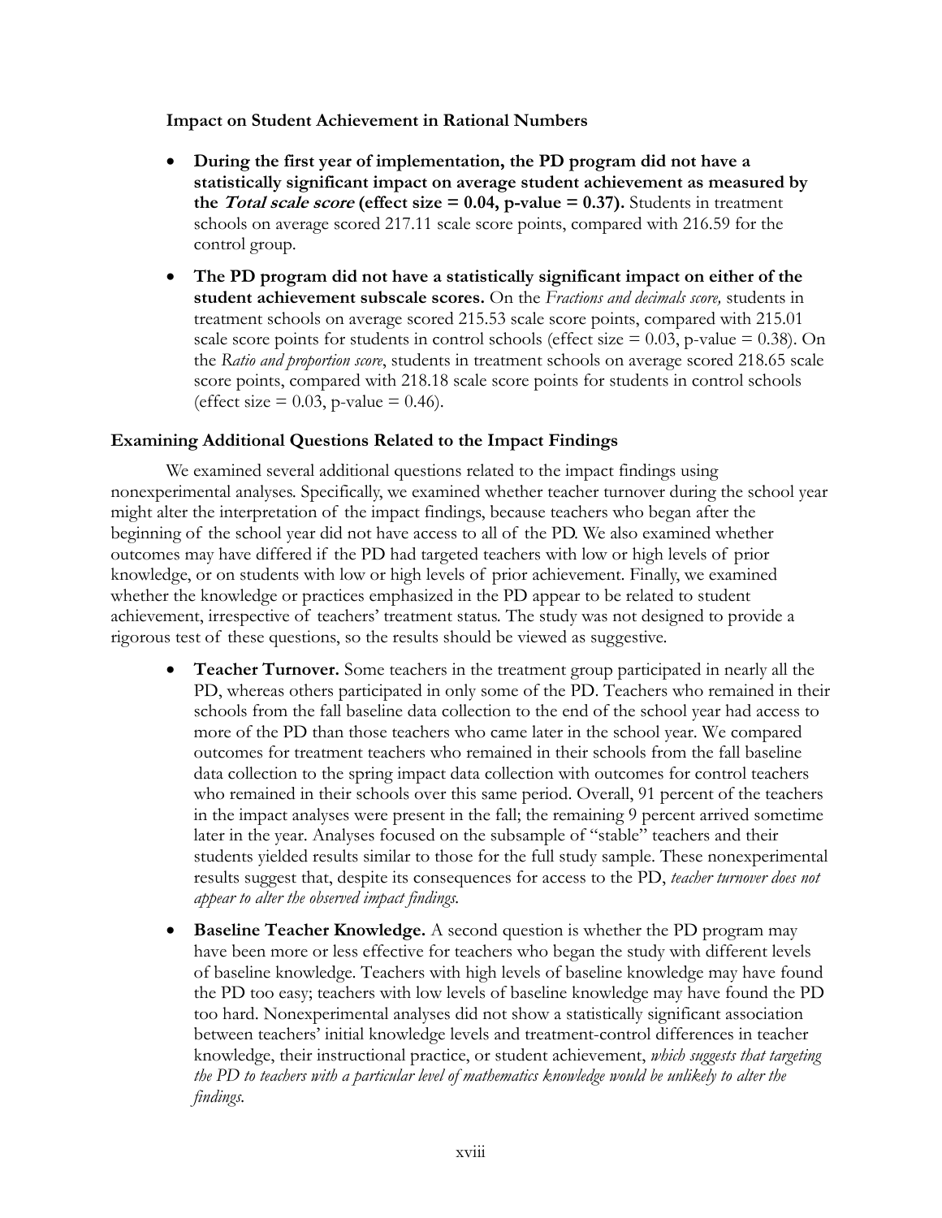**Impact on Student Achievement in Rational Numbers**

- **During the first year of implementation, the PD program did not have a statistically significant impact on average student achievement as measured by the *Total scale score* (effect size = 0.04, p-value = 0.37).** Students in treatment schools on average scored 217.11 scale score points, compared with 216.59 for the control group.
- **The PD program did not have a statistically significant impact on either of the student achievement subscale scores.** On the *Fractions and decimals score,* students in treatment schools on average scored 215.53 scale score points, compared with 215.01 scale score points for students in control schools (effect size = 0.03, p-value = 0.38). On the *Ratio and proportion score*, students in treatment schools on average scored 218.65 scale score points, compared with 218.18 scale score points for students in control schools (effect size = 0.03, p-value = 0.46).

### Examining Additional Questions Related to the Impact Findings

We examined several additional questions related to the impact findings using nonexperimental analyses. Specifically, we examined whether teacher turnover during the school year might alter the interpretation of the impact findings, because teachers who began after the beginning of the school year did not have access to all of the PD. We also examined whether outcomes may have differed if the PD had targeted teachers with low or high levels of prior knowledge, or on students with low or high levels of prior achievement. Finally, we examined whether the knowledge or practices emphasized in the PD appear to be related to student achievement, irrespective of teachers' treatment status. The study was not designed to provide a rigorous test of these questions, so the results should be viewed as suggestive.

- **Teacher Turnover.** Some teachers in the treatment group participated in nearly all the PD, whereas others participated in only some of the PD. Teachers who remained in their schools from the fall baseline data collection to the end of the school year had access to more of the PD than those teachers who came later in the school year. We compared outcomes for treatment teachers who remained in their schools from the fall baseline data collection to the spring impact data collection with outcomes for control teachers who remained in their schools over this same period. Overall, 91 percent of the teachers in the impact analyses were present in the fall; the remaining 9 percent arrived sometime later in the year. Analyses focused on the subsample of "stable" teachers and their students yielded results similar to those for the full study sample. These nonexperimental results suggest that, despite its consequences for access to the PD, *teacher turnover does not appear to alter the observed impact findings.*
- **Baseline Teacher Knowledge.** A second question is whether the PD program may have been more or less effective for teachers who began the study with different levels of baseline knowledge. Teachers with high levels of baseline knowledge may have found the PD too easy; teachers with low levels of baseline knowledge may have found the PD too hard. Nonexperimental analyses did not show a statistically significant association between teachers' initial knowledge levels and treatment-control differences in teacher knowledge, their instructional practice, or student achievement, *which suggests that targeting the PD to teachers with a particular level of mathematics knowledge would be unlikely to alter the findings.*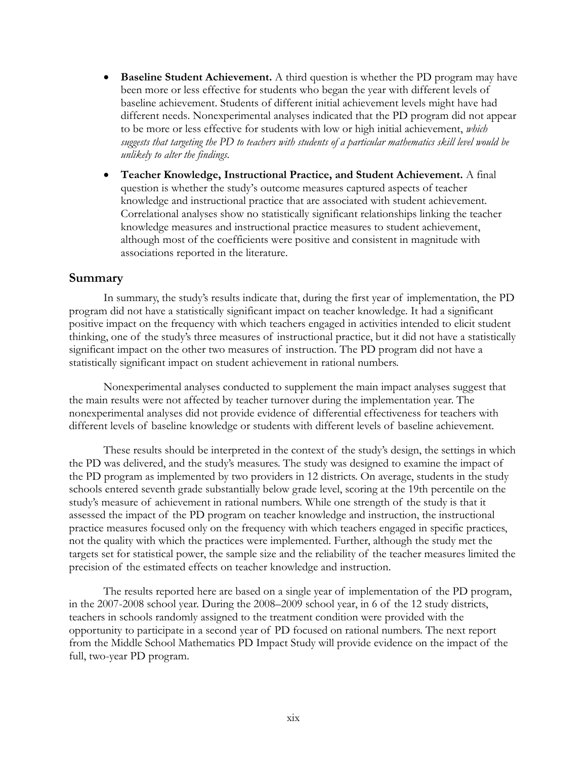- **Baseline Student Achievement.** A third question is whether the PD program may have been more or less effective for students who began the year with different levels of baseline achievement. Students of different initial achievement levels might have had different needs. Nonexperimental analyses indicated that the PD program did not appear to be more or less effective for students with low or high initial achievement, *which suggests that targeting the PD to teachers with students of a particular mathematics skill level would be unlikely to alter the findings*.

- **Teacher Knowledge, Instructional Practice, and Student Achievement.** A final question is whether the study's outcome measures captured aspects of teacher knowledge and instructional practice that are associated with student achievement. Correlational analyses show no statistically significant relationships linking the teacher knowledge measures and instructional practice measures to student achievement, although most of the coefficients were positive and consistent in magnitude with associations reported in the literature.

## Summary

In summary, the study's results indicate that, during the first year of implementation, the PD program did not have a statistically significant impact on teacher knowledge. It had a significant positive impact on the frequency with which teachers engaged in activities intended to elicit student thinking, one of the study's three measures of instructional practice, but it did not have a statistically significant impact on the other two measures of instruction. The PD program did not have a statistically significant impact on student achievement in rational numbers.

Nonexperimental analyses conducted to supplement the main impact analyses suggest that the main results were not affected by teacher turnover during the implementation year. The nonexperimental analyses did not provide evidence of differential effectiveness for teachers with different levels of baseline knowledge or students with different levels of baseline achievement.

These results should be interpreted in the context of the study's design, the settings in which the PD was delivered, and the study's measures. The study was designed to examine the impact of the PD program as implemented by two providers in 12 districts. On average, students in the study schools entered seventh grade substantially below grade level, scoring at the 19th percentile on the study's measure of achievement in rational numbers. While one strength of the study is that it assessed the impact of the PD program on teacher knowledge and instruction, the instructional practice measures focused only on the frequency with which teachers engaged in specific practices, not the quality with which the practices were implemented. Further, although the study met the targets set for statistical power, the sample size and the reliability of the teacher measures limited the precision of the estimated effects on teacher knowledge and instruction.

The results reported here are based on a single year of implementation of the PD program, in the 2007-2008 school year. During the 2008–2009 school year, in 6 of the 12 study districts, teachers in schools randomly assigned to the treatment condition were provided with the opportunity to participate in a second year of PD focused on rational numbers. The next report from the Middle School Mathematics PD Impact Study will provide evidence on the impact of the full, two-year PD program.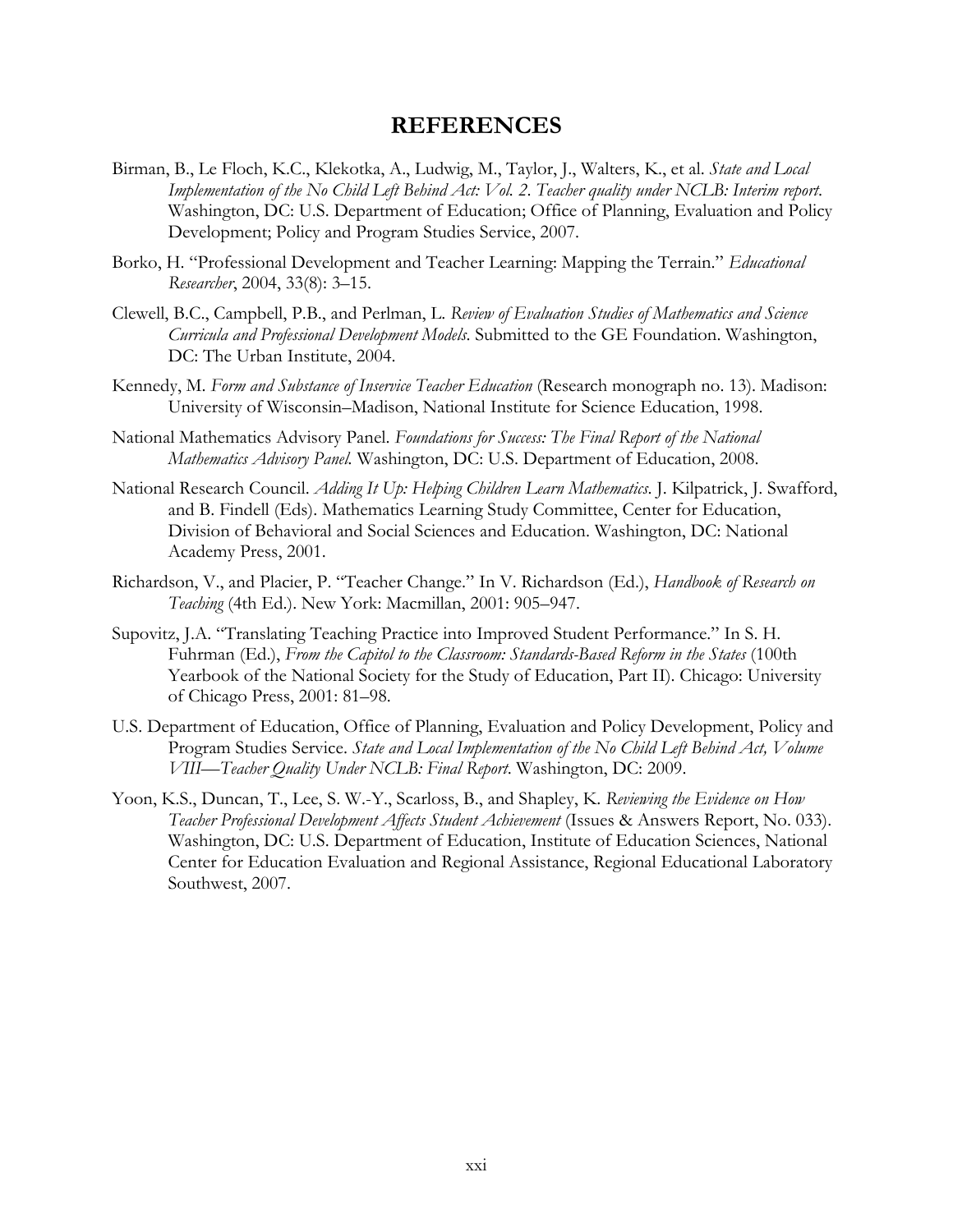# REFERENCES

Birman, B., Le Floch, K.C., Klekotka, A., Ludwig, M., Taylor, J., Walters, K., et al. *State and Local Implementation of the No Child Left Behind Act: Vol. 2. Teacher quality under NCLB: Interim report*. Washington, DC: U.S. Department of Education; Office of Planning, Evaluation and Policy Development; Policy and Program Studies Service, 2007.

Borko, H. "Professional Development and Teacher Learning: Mapping the Terrain." *Educational Researcher*, 2004, 33(8): 3–15.

Clewell, B.C., Campbell, P.B., and Perlman, L. *Review of Evaluation Studies of Mathematics and Science Curricula and Professional Development Models*. Submitted to the GE Foundation. Washington, DC: The Urban Institute, 2004.

Kennedy, M. *Form and Substance of Inservice Teacher Education* (Research monograph no. 13). Madison: University of Wisconsin–Madison, National Institute for Science Education, 1998.

National Mathematics Advisory Panel. *Foundations for Success: The Final Report of the National Mathematics Advisory Panel.* Washington, DC: U.S. Department of Education, 2008.

National Research Council. *Adding It Up: Helping Children Learn Mathematics*. J. Kilpatrick, J. Swafford, and B. Findell (Eds). Mathematics Learning Study Committee, Center for Education, Division of Behavioral and Social Sciences and Education. Washington, DC: National Academy Press, 2001.

Richardson, V., and Placier, P. "Teacher Change." In V. Richardson (Ed.), *Handbook of Research on Teaching* (4th Ed.). New York: Macmillan, 2001: 905–947.

Supovitz, J.A. "Translating Teaching Practice into Improved Student Performance." In S. H. Fuhrman (Ed.), *From the Capitol to the Classroom: Standards-Based Reform in the States* (100th Yearbook of the National Society for the Study of Education, Part II). Chicago: University of Chicago Press, 2001: 81–98.

U.S. Department of Education, Office of Planning, Evaluation and Policy Development, Policy and Program Studies Service. *State and Local Implementation of the No Child Left Behind Act, Volume VIII—Teacher Quality Under NCLB: Final Report.* Washington, DC: 2009.

Yoon, K.S., Duncan, T., Lee, S. W.-Y., Scarloss, B., and Shapley, K. *Reviewing the Evidence on How Teacher Professional Development Affects Student Achievement* (Issues & Answers Report, No. 033). Washington, DC: U.S. Department of Education, Institute of Education Sciences, National Center for Education Evaluation and Regional Assistance, Regional Educational Laboratory Southwest, 2007.